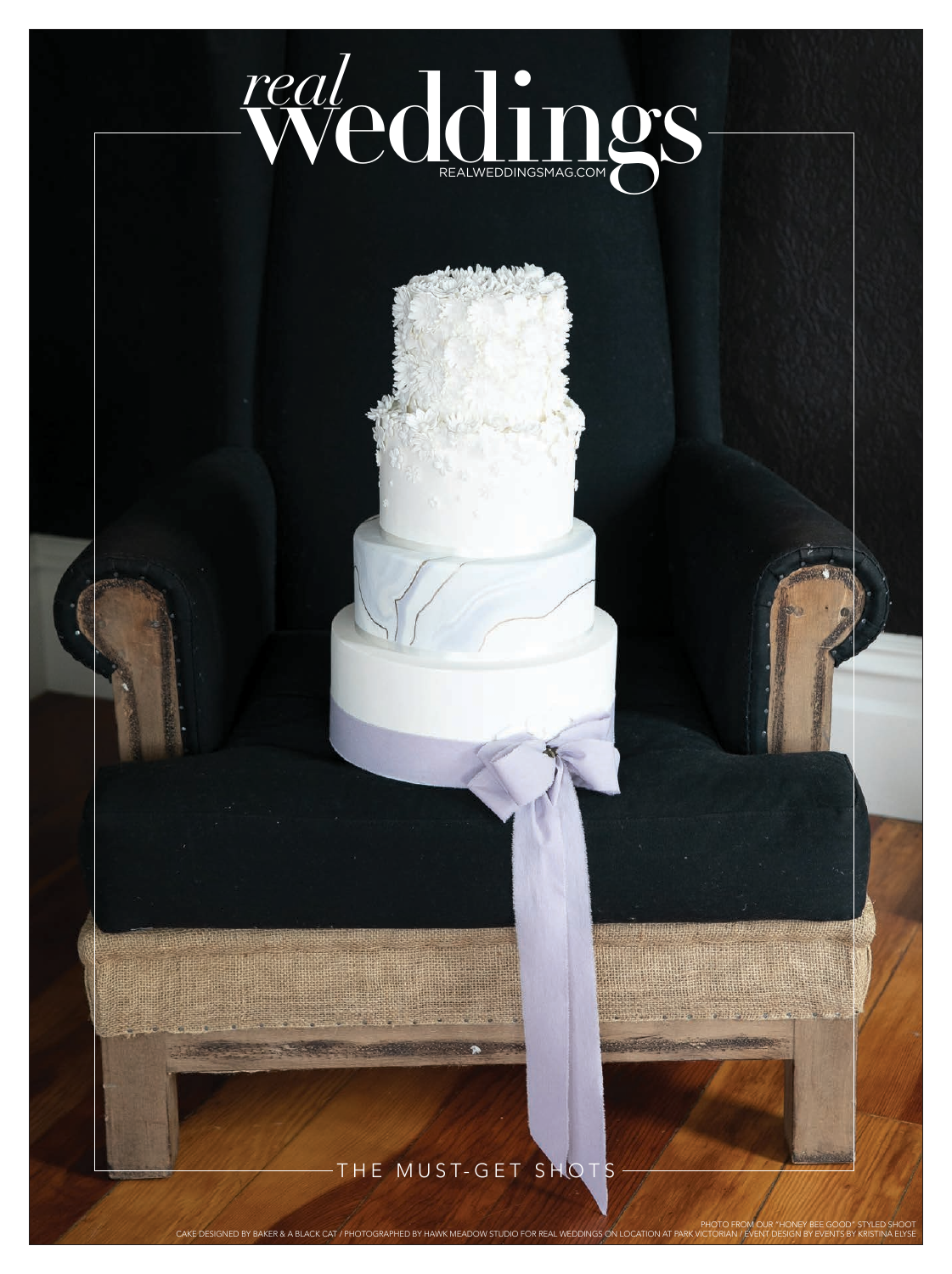# real weddings

REALWEDDINGSMAG.COM

THE MUST-GET SHOTS

PHOTO FROM OUR "HONEY BEE GOOD" STYLED SHOOT

CAKE DESIGNED BY BAKER & A BLACK CAT / PHOTOGRAPHED BY HAWK MEADOW STUDIO FOR REAL WEDDINGS ON LOCATION AT PARK VICTORIAN / EVENT DESIGN BY EVENTS BY KRISTINA ELYSE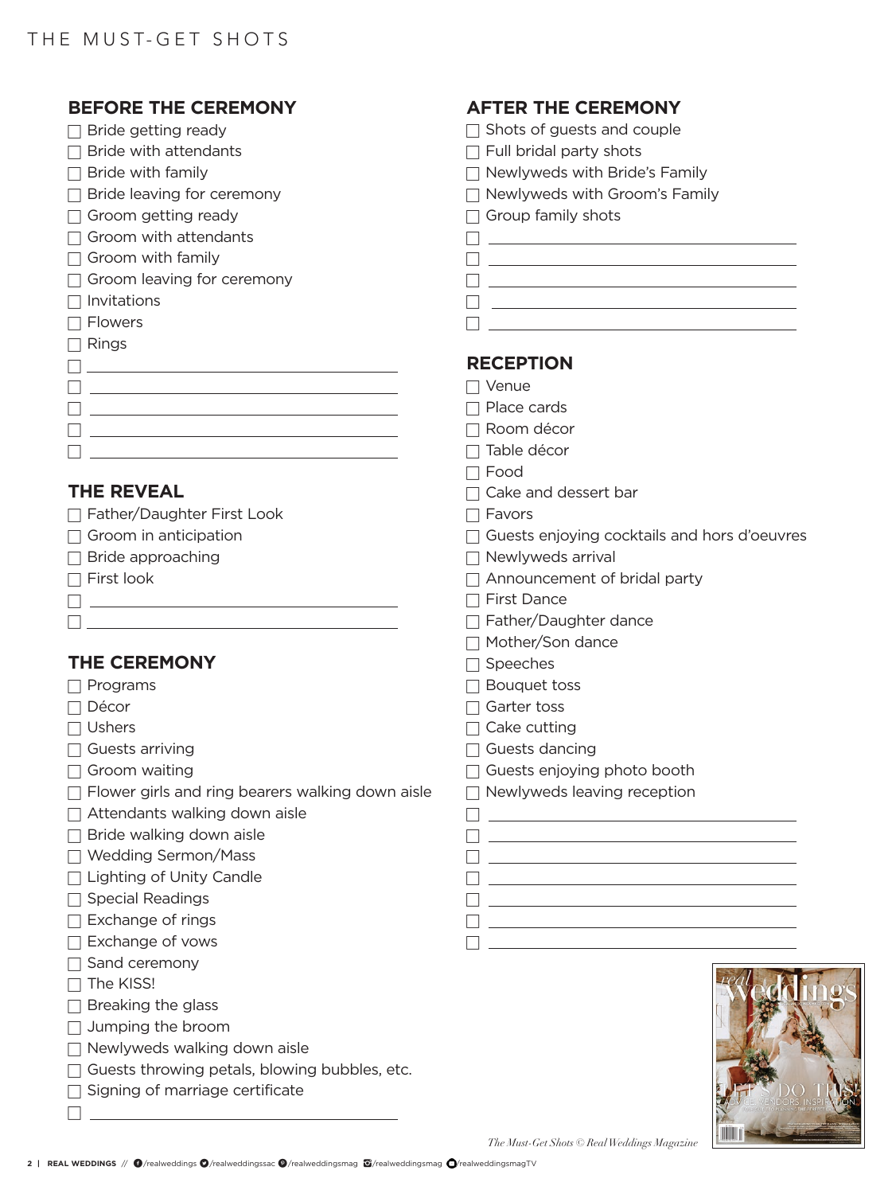# THE MUST-GET SHOTS

## BEFORE THE CEREMONY

- [ ] Bride getting ready
- [ ] Bride with attendants
- [ ] Bride with family
- [ ] Bride leaving for ceremony
- [ ] Groom getting ready
- [ ] Groom with attendants
- [ ] Groom with family
- [ ] Groom leaving for ceremony
- [ ] Invitations
- [ ] Flowers
- [ ] Rings
- [ ] ______________________
- [ ] ______________________
- [ ] ______________________
- [ ] ______________________
- [ ] ______________________

## THE REVEAL

- [ ] Father/Daughter First Look
- [ ] Groom in anticipation
- [ ] Bride approaching
- [ ] First look
- [ ] ______________________
- [ ] ______________________

## THE CEREMONY

- [ ] Programs
- [ ] Décor
- [ ] Ushers
- [ ] Guests arriving
- [ ] Groom waiting
- [ ] Flower girls and ring bearers walking down aisle
- [ ] Attendants walking down aisle
- [ ] Bride walking down aisle
- [ ] Wedding Sermon/Mass
- [ ] Lighting of Unity Candle
- [ ] Special Readings
- [ ] Exchange of rings
- [ ] Exchange of vows
- [ ] Sand ceremony
- [ ] The KISS!
- [ ] Breaking the glass
- [ ] Jumping the broom
- [ ] Newlyweds walking down aisle
- [ ] Guests throwing petals, blowing bubbles, etc.
- [ ] Signing of marriage certificate
- [ ] ______________________

## AFTER THE CEREMONY

- [ ] Shots of guests and couple
- [ ] Full bridal party shots
- [ ] Newlyweds with Bride's Family
- [ ] Newlyweds with Groom's Family
- [ ] Group family shots
- [ ] ______________________
- [ ] ______________________
- [ ] ______________________
- [ ] ______________________
- [ ] ______________________

## RECEPTION

- [ ] Venue
- [ ] Place cards
- [ ] Room décor
- [ ] Table décor
- [ ] Food
- [ ] Cake and dessert bar
- [ ] Favors
- [ ] Guests enjoying cocktails and hors d'oeuvres
- [ ] Newlyweds arrival
- [ ] Announcement of bridal party
- [ ] First Dance
- [ ] Father/Daughter dance
- [ ] Mother/Son dance
- [ ] Speeches
- [ ] Bouquet toss
- [ ] Garter toss
- [ ] Cake cutting
- [ ] Guests dancing
- [ ] Guests enjoying photo booth
- [ ] Newlyweds leaving reception
- [ ] ______________________
- [ ] ______________________
- [ ] ______________________
- [ ] ______________________
- [ ] ______________________
- [ ] ______________________
- [ ] ______________________

*The Must-Get Shots © Real Weddings Magazine*